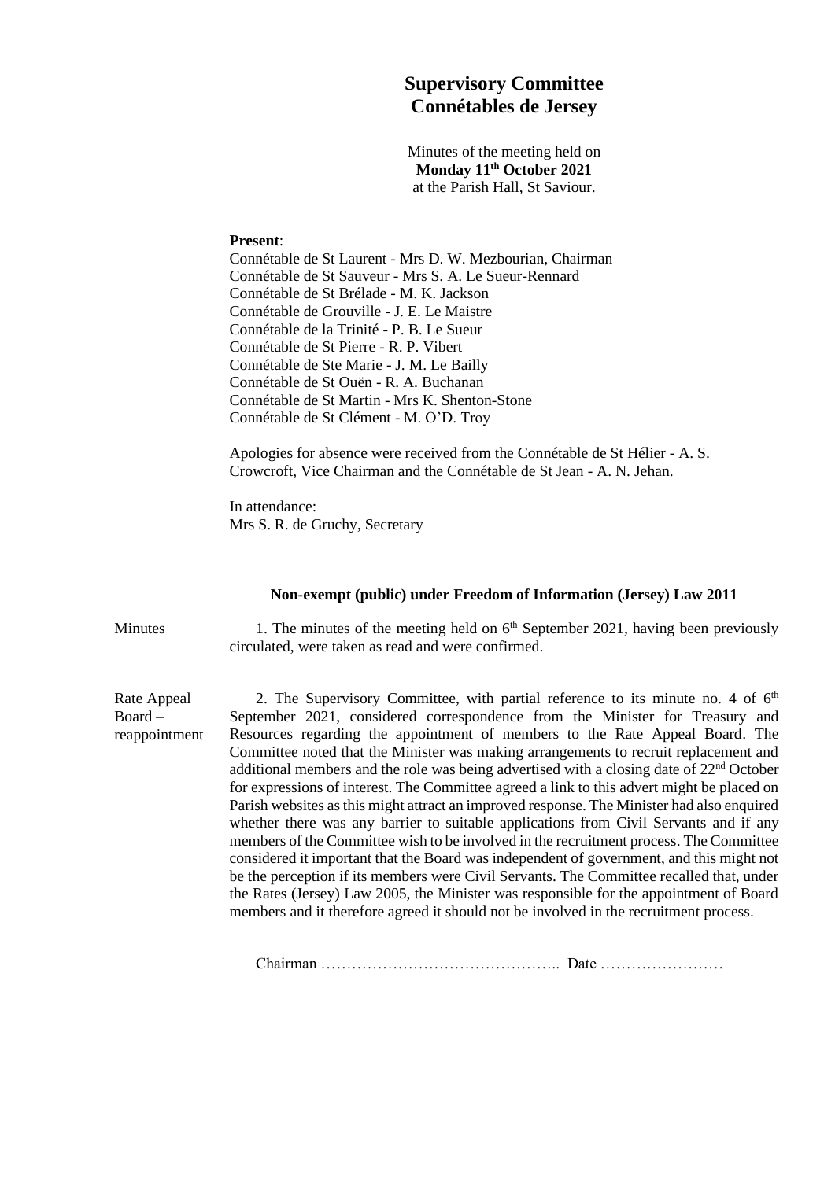# Supervisory Committee
# Connétables de Jersey

Minutes of the meeting held on
**Monday 11th October 2021**
at the Parish Hall, St Saviour.

**Present**:
Connétable de St Laurent - Mrs D. W. Mezbourian, Chairman
Connétable de St Sauveur - Mrs S. A. Le Sueur-Rennard
Connétable de St Brélade - M. K. Jackson
Connétable de Grouville - J. E. Le Maistre
Connétable de la Trinité - P. B. Le Sueur
Connétable de St Pierre - R. P. Vibert
Connétable de Ste Marie - J. M. Le Bailly
Connétable de St Ouën - R. A. Buchanan
Connétable de St Martin - Mrs K. Shenton-Stone
Connétable de St Clément - M. O'D. Troy

Apologies for absence were received from the Connétable de St Hélier - A. S. Crowcroft, Vice Chairman and the Connétable de St Jean - A. N. Jehan.

In attendance:
Mrs S. R. de Gruchy, Secretary

**Non-exempt (public) under Freedom of Information (Jersey) Law 2011**

Minutes

1. The minutes of the meeting held on 6th September 2021, having been previously circulated, were taken as read and were confirmed.

Rate Appeal Board – reappointment

2. The Supervisory Committee, with partial reference to its minute no. 4 of 6th September 2021, considered correspondence from the Minister for Treasury and Resources regarding the appointment of members to the Rate Appeal Board. The Committee noted that the Minister was making arrangements to recruit replacement and additional members and the role was being advertised with a closing date of 22nd October for expressions of interest. The Committee agreed a link to this advert might be placed on Parish websites as this might attract an improved response. The Minister had also enquired whether there was any barrier to suitable applications from Civil Servants and if any members of the Committee wish to be involved in the recruitment process. The Committee considered it important that the Board was independent of government, and this might not be the perception if its members were Civil Servants. The Committee recalled that, under the Rates (Jersey) Law 2005, the Minister was responsible for the appointment of Board members and it therefore agreed it should not be involved in the recruitment process.

Chairman ……………………………………….. Date ……………………